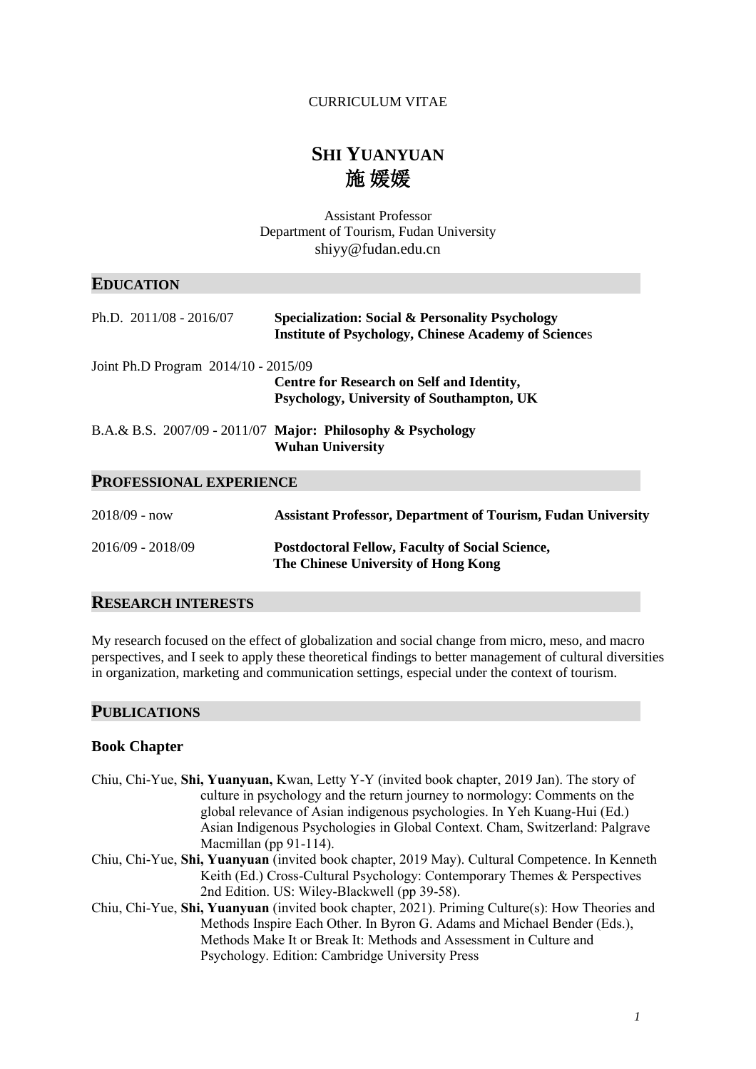CURRICULUM VITAE

# SHI YUANYUAN
# 施 媛媛

Assistant Professor
Department of Tourism, Fudan University
shiyy@fudan.edu.cn

## EDUCATION

Ph.D. 2011/08 - 2016/07 — **Specialization: Social & Personality Psychology**
**Institute of Psychology, Chinese Academy of Sciences**

Joint Ph.D Program 2014/10 - 2015/09
**Centre for Research on Self and Identity,**
**Psychology, University of Southampton, UK**

B.A.& B.S. 2007/09 - 2011/07 **Major: Philosophy & Psychology**
**Wuhan University**

## PROFESSIONAL EXPERIENCE

2018/09 - now — **Assistant Professor, Department of Tourism, Fudan University**

2016/09 - 2018/09 — **Postdoctoral Fellow, Faculty of Social Science,**
**The Chinese University of Hong Kong**

## RESEARCH INTERESTS

My research focused on the effect of globalization and social change from micro, meso, and macro perspectives, and I seek to apply these theoretical findings to better management of cultural diversities in organization, marketing and communication settings, especial under the context of tourism.

## PUBLICATIONS

### Book Chapter

Chiu, Chi-Yue, **Shi, Yuanyuan,** Kwan, Letty Y-Y (invited book chapter, 2019 Jan). The story of culture in psychology and the return journey to normology: Comments on the global relevance of Asian indigenous psychologies. In Yeh Kuang-Hui (Ed.) Asian Indigenous Psychologies in Global Context. Cham, Switzerland: Palgrave Macmillan (pp 91-114).

Chiu, Chi-Yue, **Shi, Yuanyuan** (invited book chapter, 2019 May). Cultural Competence. In Kenneth Keith (Ed.) Cross-Cultural Psychology: Contemporary Themes & Perspectives 2nd Edition. US: Wiley-Blackwell (pp 39-58).

Chiu, Chi-Yue, **Shi, Yuanyuan** (invited book chapter, 2021). Priming Culture(s): How Theories and Methods Inspire Each Other. In Byron G. Adams and Michael Bender (Eds.), Methods Make It or Break It: Methods and Assessment in Culture and Psychology. Edition: Cambridge University Press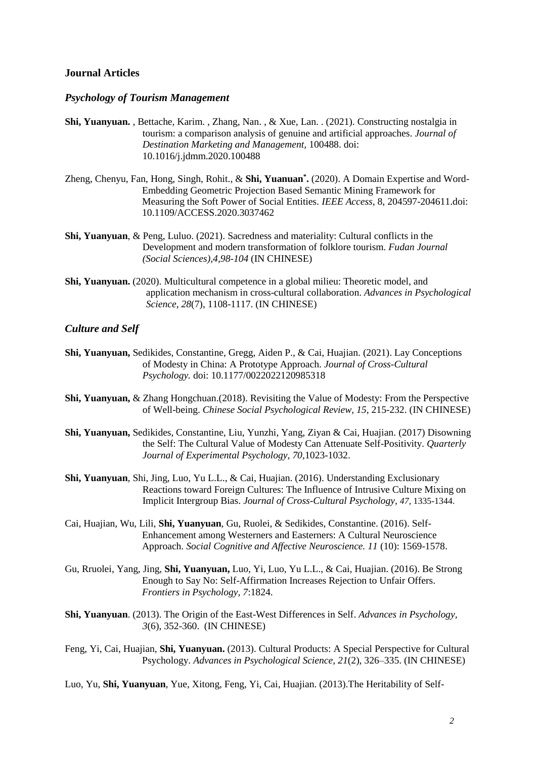## Journal Articles

### *Psychology of Tourism Management*

**Shi, Yuanyuan.** , Bettache, Karim. , Zhang, Nan. , & Xue, Lan. . (2021). Constructing nostalgia in tourism: a comparison analysis of genuine and artificial approaches. *Journal of Destination Marketing and Management,* 100488. doi: 10.1016/j.jdmm.2020.100488

Zheng, Chenyu, Fan, Hong, Singh, Rohit., & **Shi, Yuanuan*.** (2020). A Domain Expertise and Word-Embedding Geometric Projection Based Semantic Mining Framework for Measuring the Soft Power of Social Entities. *IEEE Access*, 8, 204597-204611.doi: 10.1109/ACCESS.2020.3037462

**Shi, Yuanyuan**, & Peng, Luluo. (2021). Sacredness and materiality: Cultural conflicts in the Development and modern transformation of folklore tourism. *Fudan Journal (Social Sciences),4,98-104* (IN CHINESE)

**Shi, Yuanyuan.** (2020). Multicultural competence in a global milieu: Theoretic model, and application mechanism in cross-cultural collaboration. *Advances in Psychological Science, 28*(7), 1108-1117. (IN CHINESE)

### *Culture and Self*

**Shi, Yuanyuan,** Sedikides, Constantine, Gregg, Aiden P., & Cai, Huajian. (2021). Lay Conceptions of Modesty in China: A Prototype Approach. *Journal of Cross-Cultural Psychology.* doi: 10.1177/0022022120985318

**Shi, Yuanyuan,** & Zhang Hongchuan.(2018). Revisiting the Value of Modesty: From the Perspective of Well-being. *Chinese Social Psychological Review, 15*, 215-232. (IN CHINESE)

**Shi, Yuanyuan,** Sedikides, Constantine, Liu, Yunzhi, Yang, Ziyan & Cai, Huajian. (2017) Disowning the Self: The Cultural Value of Modesty Can Attenuate Self-Positivity. *Quarterly Journal of Experimental Psychology, 70,*1023-1032.

**Shi, Yuanyuan**, Shi, Jing, Luo, Yu L.L., & Cai, Huajian. (2016). Understanding Exclusionary Reactions toward Foreign Cultures: The Influence of Intrusive Culture Mixing on Implicit Intergroup Bias. *Journal of Cross-Cultural Psychology, 47,* 1335-1344.

Cai, Huajian, Wu, Lili, **Shi, Yuanyuan**, Gu, Ruolei, & Sedikides, Constantine. (2016). Self-Enhancement among Westerners and Easterners: A Cultural Neuroscience Approach. *Social Cognitive and Affective Neuroscience. 11* (10): 1569-1578.

Gu, Rruolei, Yang, Jing, **Shi, Yuanyuan,** Luo, Yi, Luo, Yu L.L., & Cai, Huajian. (2016). Be Strong Enough to Say No: Self-Affirmation Increases Rejection to Unfair Offers. *Frontiers in Psychology, 7*:1824.

**Shi, Yuanyuan**. (2013). The Origin of the East-West Differences in Self. *Advances in Psychology, 3*(6), 352-360. (IN CHINESE)

Feng, Yi, Cai, Huajian, **Shi, Yuanyuan.** (2013). Cultural Products: A Special Perspective for Cultural Psychology. *Advances in Psychological Science, 21*(2), 326–335. (IN CHINESE)

Luo, Yu, **Shi, Yuanyuan**, Yue, Xitong, Feng, Yi, Cai, Huajian. (2013).The Heritability of Self-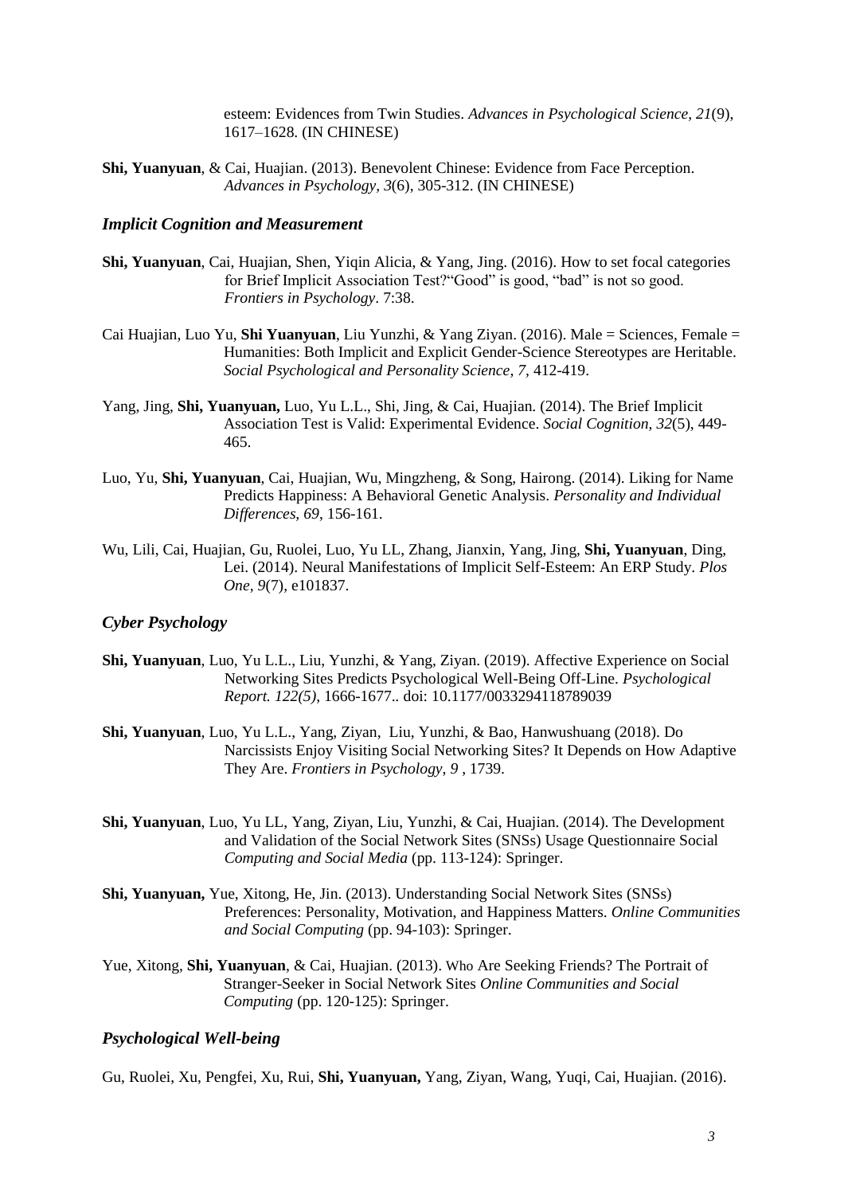esteem: Evidences from Twin Studies. *Advances in Psychological Science, 21*(9), 1617–1628. (IN CHINESE)

**Shi, Yuanyuan**, & Cai, Huajian. (2013). Benevolent Chinese: Evidence from Face Perception. *Advances in Psychology, 3*(6), 305-312. (IN CHINESE)

### *Implicit Cognition and Measurement*

**Shi, Yuanyuan**, Cai, Huajian, Shen, Yiqin Alicia, & Yang, Jing. (2016). How to set focal categories for Brief Implicit Association Test?"Good" is good, "bad" is not so good. *Frontiers in Psychology*. 7:38.

Cai Huajian, Luo Yu, **Shi Yuanyuan**, Liu Yunzhi, & Yang Ziyan. (2016). Male = Sciences, Female = Humanities: Both Implicit and Explicit Gender-Science Stereotypes are Heritable. *Social Psychological and Personality Science, 7*, 412-419.

Yang, Jing, **Shi, Yuanyuan,** Luo, Yu L.L., Shi, Jing, & Cai, Huajian. (2014). The Brief Implicit Association Test is Valid: Experimental Evidence. *Social Cognition, 32*(5), 449-465.

Luo, Yu, **Shi, Yuanyuan**, Cai, Huajian, Wu, Mingzheng, & Song, Hairong. (2014). Liking for Name Predicts Happiness: A Behavioral Genetic Analysis. *Personality and Individual Differences, 69*, 156-161.

Wu, Lili, Cai, Huajian, Gu, Ruolei, Luo, Yu LL, Zhang, Jianxin, Yang, Jing, **Shi, Yuanyuan**, Ding, Lei. (2014). Neural Manifestations of Implicit Self-Esteem: An ERP Study. *Plos One, 9*(7), e101837.

### *Cyber Psychology*

**Shi, Yuanyuan**, Luo, Yu L.L., Liu, Yunzhi, & Yang, Ziyan. (2019). Affective Experience on Social Networking Sites Predicts Psychological Well-Being Off-Line. *Psychological Report. 122(5)*, 1666-1677.. doi: 10.1177/0033294118789039

**Shi, Yuanyuan**, Luo, Yu L.L., Yang, Ziyan, Liu, Yunzhi, & Bao, Hanwushuang (2018). Do Narcissists Enjoy Visiting Social Networking Sites? It Depends on How Adaptive They Are. *Frontiers in Psychology, 9* , 1739.

**Shi, Yuanyuan**, Luo, Yu LL, Yang, Ziyan, Liu, Yunzhi, & Cai, Huajian. (2014). The Development and Validation of the Social Network Sites (SNSs) Usage Questionnaire Social *Computing and Social Media* (pp. 113-124): Springer.

**Shi, Yuanyuan,** Yue, Xitong, He, Jin. (2013). Understanding Social Network Sites (SNSs) Preferences: Personality, Motivation, and Happiness Matters. *Online Communities and Social Computing* (pp. 94-103): Springer.

Yue, Xitong, **Shi, Yuanyuan**, & Cai, Huajian. (2013). Who Are Seeking Friends? The Portrait of Stranger-Seeker in Social Network Sites *Online Communities and Social Computing* (pp. 120-125): Springer.

### *Psychological Well-being*

Gu, Ruolei, Xu, Pengfei, Xu, Rui, **Shi, Yuanyuan,** Yang, Ziyan, Wang, Yuqi, Cai, Huajian. (2016).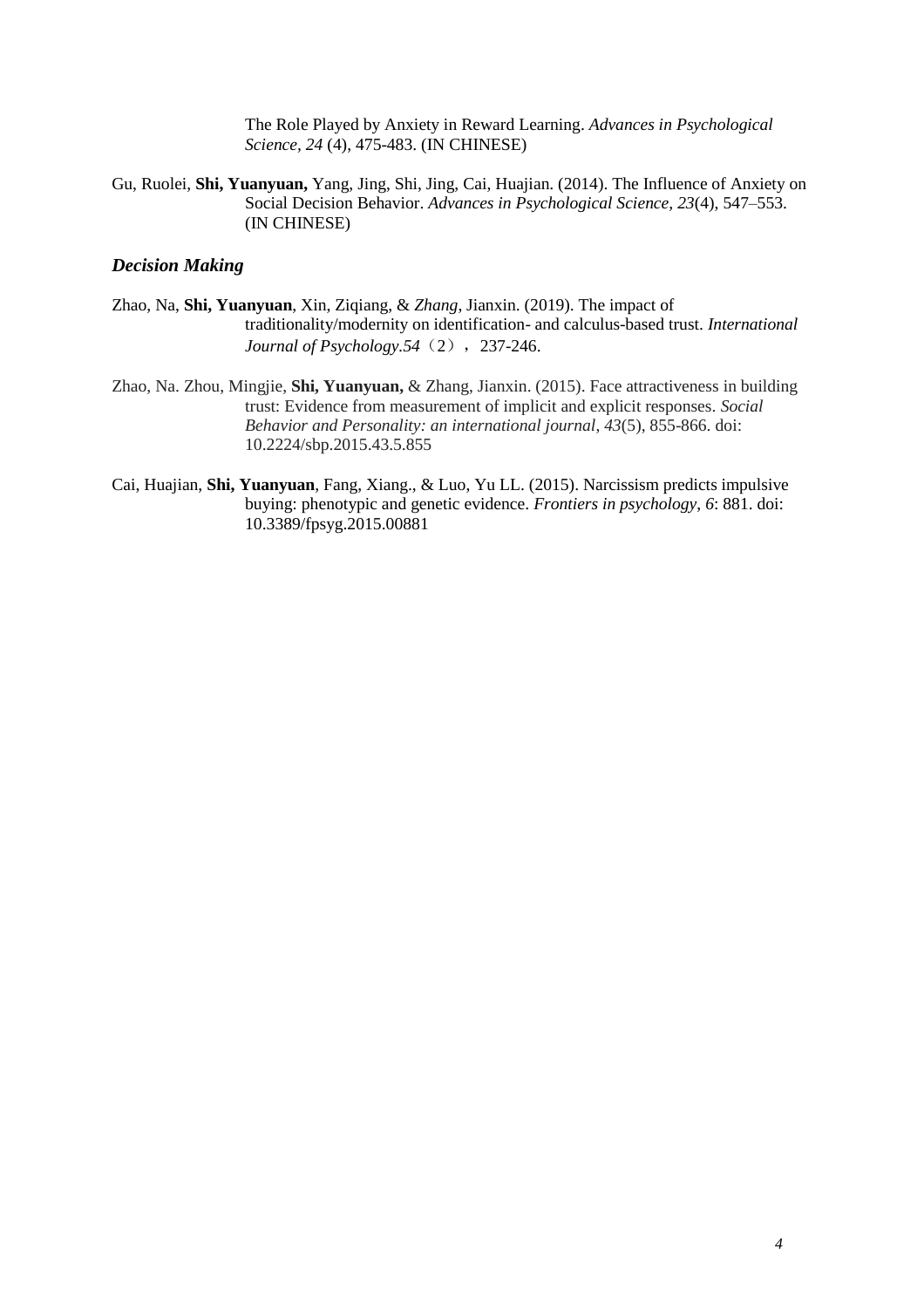The Role Played by Anxiety in Reward Learning. *Advances in Psychological Science*, *24* (4), 475-483. (IN CHINESE)

Gu, Ruolei, **Shi, Yuanyuan,** Yang, Jing, Shi, Jing, Cai, Huajian. (2014). The Influence of Anxiety on Social Decision Behavior. *Advances in Psychological Science*, *23*(4), 547–553. (IN CHINESE)

### *Decision Making*

Zhao, Na, **Shi, Yuanyuan**, Xin, Ziqiang, & *Zhang*, Jianxin. (2019). The impact of traditionality/modernity on identification- and calculus-based trust. *International Journal of Psychology*.*54*（2），237-246.

Zhao, Na. Zhou, Mingjie, **Shi, Yuanyuan,** & Zhang, Jianxin. (2015). Face attractiveness in building trust: Evidence from measurement of implicit and explicit responses. *Social Behavior and Personality: an international journal*, *43*(5), 855-866. doi: 10.2224/sbp.2015.43.5.855

Cai, Huajian, **Shi, Yuanyuan**, Fang, Xiang., & Luo, Yu LL. (2015). Narcissism predicts impulsive buying: phenotypic and genetic evidence. *Frontiers in psychology*, *6*: 881. doi: 10.3389/fpsyg.2015.00881